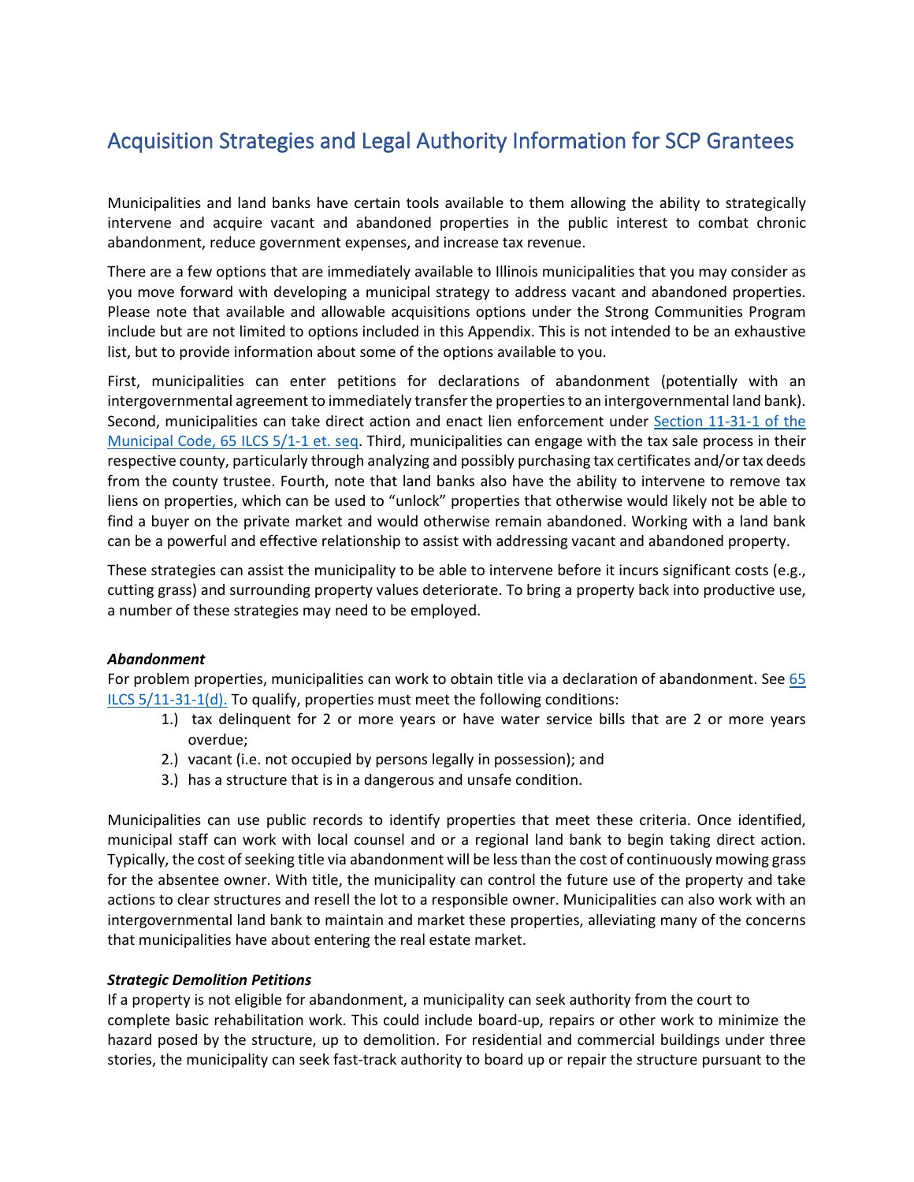# Acquisition Strategies and Legal Authority Information for SCP Grantees

Municipalities and land banks have certain tools available to them allowing the ability to strategically intervene and acquire vacant and abandoned properties in the public interest to combat chronic abandonment, reduce government expenses, and increase tax revenue.

There are a few options that are immediately available to Illinois municipalities that you may consider as you move forward with developing a municipal strategy to address vacant and abandoned properties. Please note that available and allowable acquisitions options under the Strong Communities Program include but are not limited to options included in this Appendix. This is not intended to be an exhaustive list, but to provide information about some of the options available to you.

First, municipalities can enter petitions for declarations of abandonment (potentially with an intergovernmental agreement to immediately transfer the properties to an intergovernmental land bank). Second, municipalities can take direct action and enact lien enforcement under [Section 11-31-1 of the Municipal Code, 65 ILCS 5/1-1 et. seq](). Third, municipalities can engage with the tax sale process in their respective county, particularly through analyzing and possibly purchasing tax certificates and/or tax deeds from the county trustee. Fourth, note that land banks also have the ability to intervene to remove tax liens on properties, which can be used to "unlock" properties that otherwise would likely not be able to find a buyer on the private market and would otherwise remain abandoned. Working with a land bank can be a powerful and effective relationship to assist with addressing vacant and abandoned property.

These strategies can assist the municipality to be able to intervene before it incurs significant costs (e.g., cutting grass) and surrounding property values deteriorate. To bring a property back into productive use, a number of these strategies may need to be employed.

***Abandonment***

For problem properties, municipalities can work to obtain title via a declaration of abandonment. See [65 ILCS 5/11-31-1(d).]() To qualify, properties must meet the following conditions:

1.) tax delinquent for 2 or more years or have water service bills that are 2 or more years overdue;
2.) vacant (i.e. not occupied by persons legally in possession); and
3.) has a structure that is in a dangerous and unsafe condition.

Municipalities can use public records to identify properties that meet these criteria. Once identified, municipal staff can work with local counsel and or a regional land bank to begin taking direct action. Typically, the cost of seeking title via abandonment will be less than the cost of continuously mowing grass for the absentee owner. With title, the municipality can control the future use of the property and take actions to clear structures and resell the lot to a responsible owner. Municipalities can also work with an intergovernmental land bank to maintain and market these properties, alleviating many of the concerns that municipalities have about entering the real estate market.

***Strategic Demolition Petitions***

If a property is not eligible for abandonment, a municipality can seek authority from the court to complete basic rehabilitation work. This could include board-up, repairs or other work to minimize the hazard posed by the structure, up to demolition. For residential and commercial buildings under three stories, the municipality can seek fast-track authority to board up or repair the structure pursuant to the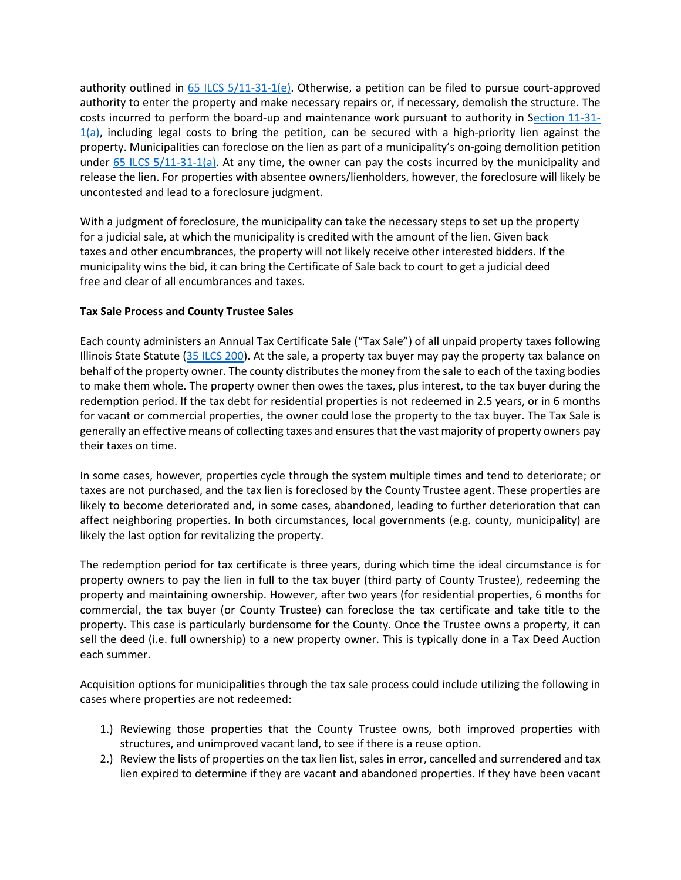authority outlined in 65 ILCS 5/11-31-1(e). Otherwise, a petition can be filed to pursue court-approved authority to enter the property and make necessary repairs or, if necessary, demolish the structure. The costs incurred to perform the board-up and maintenance work pursuant to authority in Section 11-31-1(a), including legal costs to bring the petition, can be secured with a high-priority lien against the property. Municipalities can foreclose on the lien as part of a municipality's on-going demolition petition under 65 ILCS 5/11-31-1(a). At any time, the owner can pay the costs incurred by the municipality and release the lien. For properties with absentee owners/lienholders, however, the foreclosure will likely be uncontested and lead to a foreclosure judgment.

With a judgment of foreclosure, the municipality can take the necessary steps to set up the property for a judicial sale, at which the municipality is credited with the amount of the lien. Given back taxes and other encumbrances, the property will not likely receive other interested bidders. If the municipality wins the bid, it can bring the Certificate of Sale back to court to get a judicial deed free and clear of all encumbrances and taxes.

**Tax Sale Process and County Trustee Sales**

Each county administers an Annual Tax Certificate Sale ("Tax Sale") of all unpaid property taxes following Illinois State Statute (35 ILCS 200). At the sale, a property tax buyer may pay the property tax balance on behalf of the property owner. The county distributes the money from the sale to each of the taxing bodies to make them whole. The property owner then owes the taxes, plus interest, to the tax buyer during the redemption period. If the tax debt for residential properties is not redeemed in 2.5 years, or in 6 months for vacant or commercial properties, the owner could lose the property to the tax buyer. The Tax Sale is generally an effective means of collecting taxes and ensures that the vast majority of property owners pay their taxes on time.

In some cases, however, properties cycle through the system multiple times and tend to deteriorate; or taxes are not purchased, and the tax lien is foreclosed by the County Trustee agent. These properties are likely to become deteriorated and, in some cases, abandoned, leading to further deterioration that can affect neighboring properties. In both circumstances, local governments (e.g. county, municipality) are likely the last option for revitalizing the property.

The redemption period for tax certificate is three years, during which time the ideal circumstance is for property owners to pay the lien in full to the tax buyer (third party of County Trustee), redeeming the property and maintaining ownership. However, after two years (for residential properties, 6 months for commercial, the tax buyer (or County Trustee) can foreclose the tax certificate and take title to the property. This case is particularly burdensome for the County. Once the Trustee owns a property, it can sell the deed (i.e. full ownership) to a new property owner. This is typically done in a Tax Deed Auction each summer.

Acquisition options for municipalities through the tax sale process could include utilizing the following in cases where properties are not redeemed:

1.) Reviewing those properties that the County Trustee owns, both improved properties with structures, and unimproved vacant land, to see if there is a reuse option.
2.) Review the lists of properties on the tax lien list, sales in error, cancelled and surrendered and tax lien expired to determine if they are vacant and abandoned properties. If they have been vacant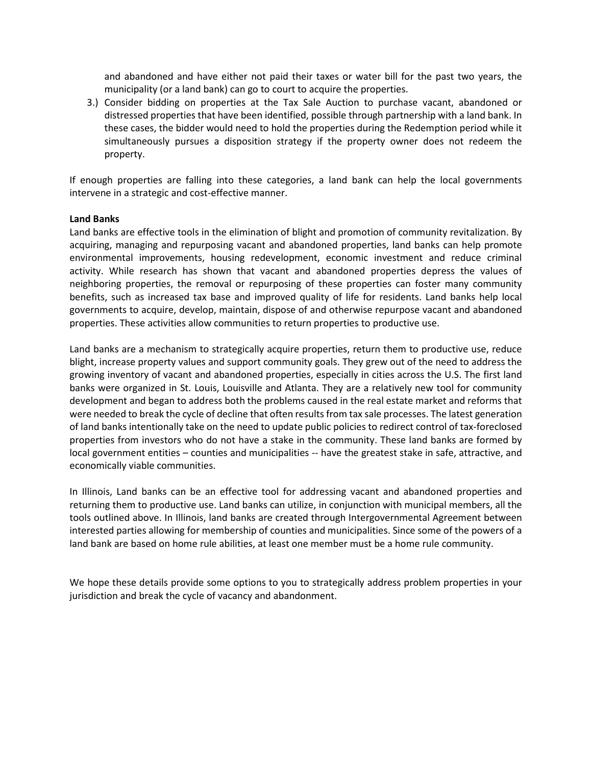and abandoned and have either not paid their taxes or water bill for the past two years, the municipality (or a land bank) can go to court to acquire the properties.

3.) Consider bidding on properties at the Tax Sale Auction to purchase vacant, abandoned or distressed properties that have been identified, possible through partnership with a land bank. In these cases, the bidder would need to hold the properties during the Redemption period while it simultaneously pursues a disposition strategy if the property owner does not redeem the property.

If enough properties are falling into these categories, a land bank can help the local governments intervene in a strategic and cost-effective manner.

**Land Banks**

Land banks are effective tools in the elimination of blight and promotion of community revitalization. By acquiring, managing and repurposing vacant and abandoned properties, land banks can help promote environmental improvements, housing redevelopment, economic investment and reduce criminal activity. While research has shown that vacant and abandoned properties depress the values of neighboring properties, the removal or repurposing of these properties can foster many community benefits, such as increased tax base and improved quality of life for residents. Land banks help local governments to acquire, develop, maintain, dispose of and otherwise repurpose vacant and abandoned properties. These activities allow communities to return properties to productive use.

Land banks are a mechanism to strategically acquire properties, return them to productive use, reduce blight, increase property values and support community goals. They grew out of the need to address the growing inventory of vacant and abandoned properties, especially in cities across the U.S. The first land banks were organized in St. Louis, Louisville and Atlanta. They are a relatively new tool for community development and began to address both the problems caused in the real estate market and reforms that were needed to break the cycle of decline that often results from tax sale processes. The latest generation of land banks intentionally take on the need to update public policies to redirect control of tax-foreclosed properties from investors who do not have a stake in the community. These land banks are formed by local government entities – counties and municipalities -- have the greatest stake in safe, attractive, and economically viable communities.

In Illinois, Land banks can be an effective tool for addressing vacant and abandoned properties and returning them to productive use. Land banks can utilize, in conjunction with municipal members, all the tools outlined above. In Illinois, land banks are created through Intergovernmental Agreement between interested parties allowing for membership of counties and municipalities. Since some of the powers of a land bank are based on home rule abilities, at least one member must be a home rule community.

We hope these details provide some options to you to strategically address problem properties in your jurisdiction and break the cycle of vacancy and abandonment.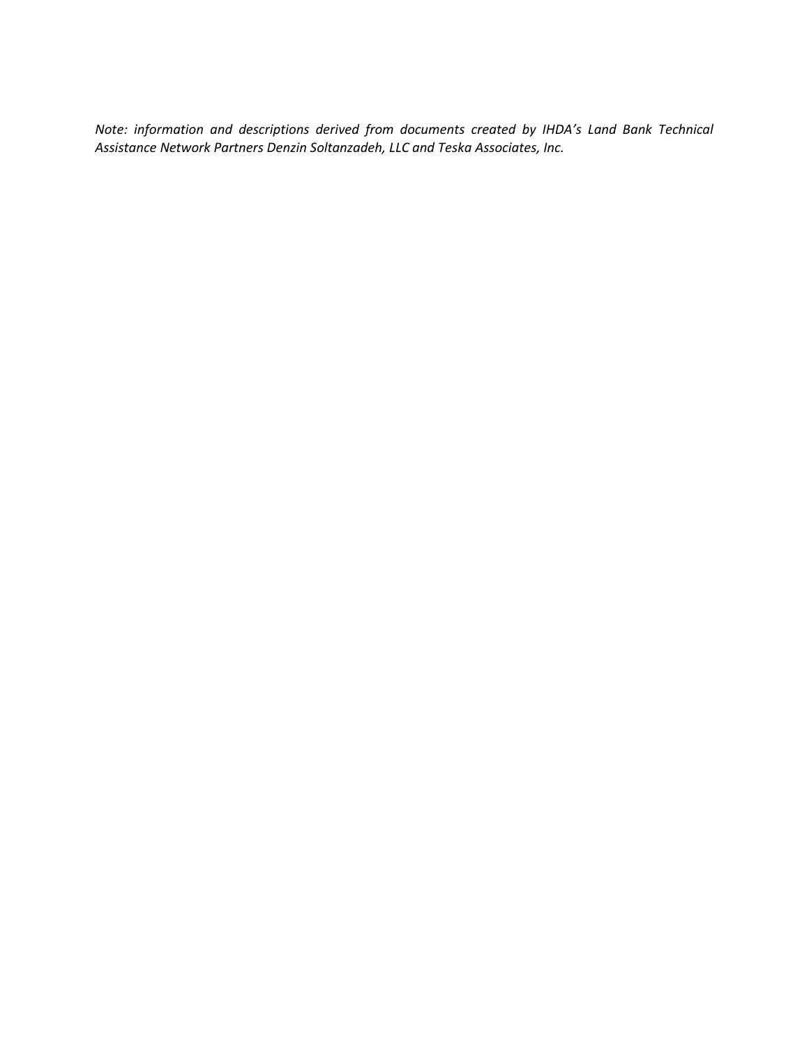*Note: information and descriptions derived from documents created by IHDA's Land Bank Technical Assistance Network Partners Denzin Soltanzadeh, LLC and Teska Associates, Inc.*